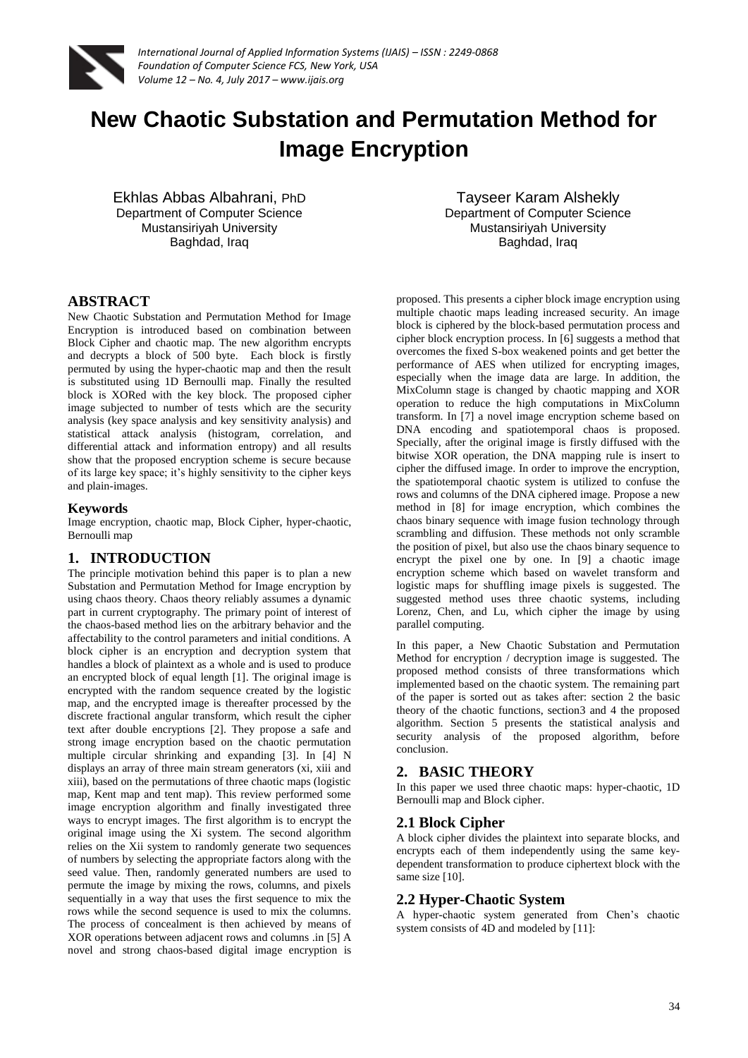# New Chaotic Substation and Permutation Method for Image Encryption

Ekhlas Abbas Albahrani, PhD
Department of Computer Science
Mustansiriyah University
Baghdad, Iraq

Tayseer Karam Alshekly
Department of Computer Science
Mustansiriyah University
Baghdad, Iraq

## ABSTRACT

New Chaotic Substation and Permutation Method for Image Encryption is introduced based on combination between Block Cipher and chaotic map. The new algorithm encrypts and decrypts a block of 500 byte. Each block is firstly permuted by using the hyper-chaotic map and then the result is substituted using 1D Bernoulli map. Finally the resulted block is XORed with the key block. The proposed cipher image subjected to number of tests which are the security analysis (key space analysis and key sensitivity analysis) and statistical attack analysis (histogram, correlation, and differential attack and information entropy) and all results show that the proposed encryption scheme is secure because of its large key space; it's highly sensitivity to the cipher keys and plain-images.

### Keywords

Image encryption, chaotic map, Block Cipher, hyper-chaotic, Bernoulli map

## 1. INTRODUCTION

The principle motivation behind this paper is to plan a new Substation and Permutation Method for Image encryption by using chaos theory. Chaos theory reliably assumes a dynamic part in current cryptography. The primary point of interest of the chaos-based method lies on the arbitrary behavior and the affectability to the control parameters and initial conditions. A block cipher is an encryption and decryption system that handles a block of plaintext as a whole and is used to produce an encrypted block of equal length [1]. The original image is encrypted with the random sequence created by the logistic map, and the encrypted image is thereafter processed by the discrete fractional angular transform, which result the cipher text after double encryptions [2]. They propose a safe and strong image encryption based on the chaotic permutation multiple circular shrinking and expanding [3]. In [4] N displays an array of three main stream generators (xi, xiii and xiii), based on the permutations of three chaotic maps (logistic map, Kent map and tent map). This review performed some image encryption algorithm and finally investigated three ways to encrypt images. The first algorithm is to encrypt the original image using the Xi system. The second algorithm relies on the Xii system to randomly generate two sequences of numbers by selecting the appropriate factors along with the seed value. Then, randomly generated numbers are used to permute the image by mixing the rows, columns, and pixels sequentially in a way that uses the first sequence to mix the rows while the second sequence is used to mix the columns. The process of concealment is then achieved by means of XOR operations between adjacent rows and columns .in [5] A novel and strong chaos-based digital image encryption is proposed. This presents a cipher block image encryption using multiple chaotic maps leading increased security. An image block is ciphered by the block-based permutation process and cipher block encryption process. In [6] suggests a method that overcomes the fixed S-box weakened points and get better the performance of AES when utilized for encrypting images, especially when the image data are large. In addition, the MixColumn stage is changed by chaotic mapping and XOR operation to reduce the high computations in MixColumn transform. In [7] a novel image encryption scheme based on DNA encoding and spatiotemporal chaos is proposed. Specially, after the original image is firstly diffused with the bitwise XOR operation, the DNA mapping rule is insert to cipher the diffused image. In order to improve the encryption, the spatiotemporal chaotic system is utilized to confuse the rows and columns of the DNA ciphered image. Propose a new method in [8] for image encryption, which combines the chaos binary sequence with image fusion technology through scrambling and diffusion. These methods not only scramble the position of pixel, but also use the chaos binary sequence to encrypt the pixel one by one. In [9] a chaotic image encryption scheme which based on wavelet transform and logistic maps for shuffling image pixels is suggested. The suggested method uses three chaotic systems, including Lorenz, Chen, and Lu, which cipher the image by using parallel computing.

In this paper, a New Chaotic Substation and Permutation Method for encryption / decryption image is suggested. The proposed method consists of three transformations which implemented based on the chaotic system. The remaining part of the paper is sorted out as takes after: section 2 the basic theory of the chaotic functions, section3 and 4 the proposed algorithm. Section 5 presents the statistical analysis and security analysis of the proposed algorithm, before conclusion.

## 2. BASIC THEORY

In this paper we used three chaotic maps: hyper-chaotic, 1D Bernoulli map and Block cipher.

### 2.1 Block Cipher

A block cipher divides the plaintext into separate blocks, and encrypts each of them independently using the same key-dependent transformation to produce ciphertext block with the same size [10].

### 2.2 Hyper-Chaotic System

A hyper-chaotic system generated from Chen's chaotic system consists of 4D and modeled by [11]: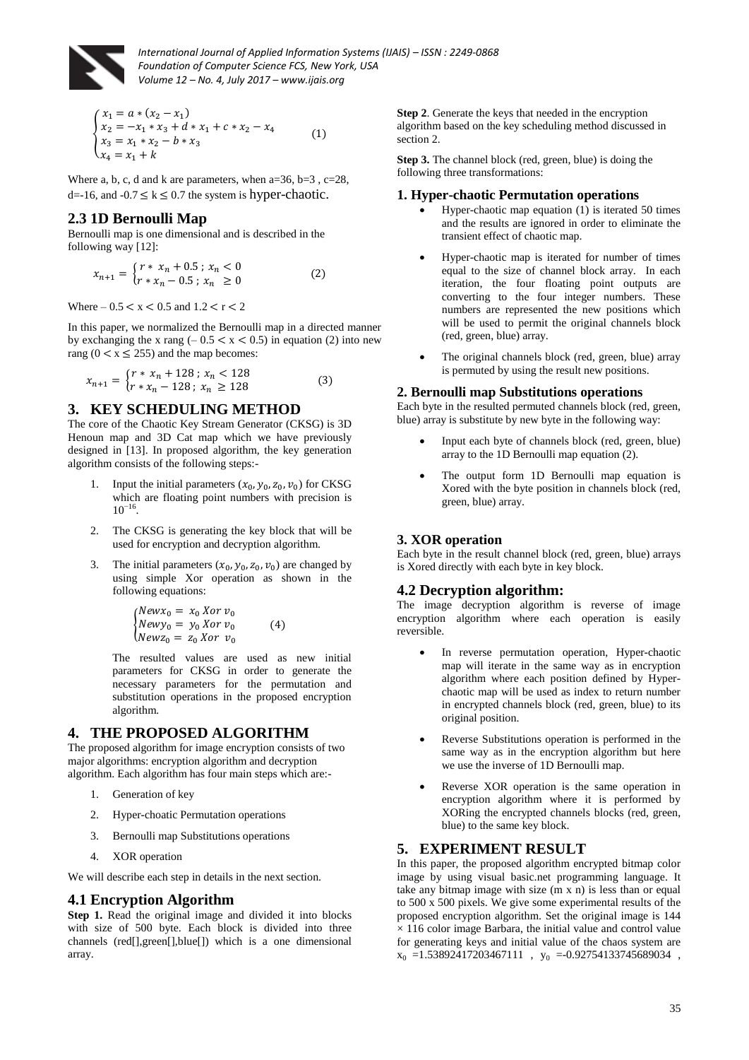$$\begin{cases} x_1 = a * (x_2 - x_1) \\ x_2 = -x_1 * x_3 + d * x_1 + c * x_2 - x_4 \\ x_3 = x_1 * x_2 - b * x_3 \\ x_4 = x_1 + k \end{cases} \quad (1)$$

Where a, b, c, d and k are parameters, when a=36, b=3 , c=28, d=-16, and $-0.7 \leq k \leq 0.7$ the system is hyper-chaotic.

## 2.3 1D Bernoulli Map

Bernoulli map is one dimensional and is described in the following way [12]:

$$x_{n+1} = \begin{cases} r * x_n + 0.5 \; ; \; x_n < 0 \\ r * x_n - 0.5 \; ; \; x_n \geq 0 \end{cases} \quad (2)$$

Where $-0.5 < x < 0.5$ and $1.2 < r < 2$

In this paper, we normalized the Bernoulli map in a directed manner by exchanging the x rang ($-0.5 < x < 0.5$) in equation (2) into new rang ($0 < x \leq 255$) and the map becomes:

$$x_{n+1} = \begin{cases} r * x_n + 128 \; ; \; x_n < 128 \\ r * x_n - 128 \; ; \; x_n \geq 128 \end{cases} \quad (3)$$

# 3. KEY SCHEDULING METHOD

The core of the Chaotic Key Stream Generator (CKSG) is 3D Henoun map and 3D Cat map which we have previously designed in [13]. In proposed algorithm, the key generation algorithm consists of the following steps:-

1. Input the initial parameters $(x_0, y_0, z_0, v_0)$ for CKSG which are floating point numbers with precision is $10^{-16}$.
2. The CKSG is generating the key block that will be used for encryption and decryption algorithm.
3. The initial parameters $(x_0, y_0, z_0, v_0)$ are changed by using simple Xor operation as shown in the following equations:

$$\begin{cases} Newx_0 = x_0 \; Xor \; v_0 \\ Newy_0 = y_0 \; Xor \; v_0 \\ Newz_0 = z_0 \; Xor \; v_0 \end{cases} \quad (4)$$

The resulted values are used as new initial parameters for CKSG in order to generate the necessary parameters for the permutation and substitution operations in the proposed encryption algorithm.

# 4. THE PROPOSED ALGORITHM

The proposed algorithm for image encryption consists of two major algorithms: encryption algorithm and decryption algorithm. Each algorithm has four main steps which are:-

1. Generation of key
2. Hyper-choatic Permutation operations
3. Bernoulli map Substitutions operations
4. XOR operation

We will describe each step in details in the next section.

## 4.1 Encryption Algorithm

**Step 1.** Read the original image and divided it into blocks with size of 500 byte. Each block is divided into three channels (red[],green[],blue[]) which is a one dimensional array.

**Step 2**. Generate the keys that needed in the encryption algorithm based on the key scheduling method discussed in section 2.

**Step 3.** The channel block (red, green, blue) is doing the following three transformations:

### 1. Hyper-chaotic Permutation operations

- Hyper-chaotic map equation (1) is iterated 50 times and the results are ignored in order to eliminate the transient effect of chaotic map.
- Hyper-chaotic map is iterated for number of times equal to the size of channel block array. In each iteration, the four floating point outputs are converting to the four integer numbers. These numbers are represented the new positions which will be used to permit the original channels block (red, green, blue) array.
- The original channels block (red, green, blue) array is permuted by using the result new positions.

### 2. Bernoulli map Substitutions operations

Each byte in the resulted permuted channels block (red, green, blue) array is substitute by new byte in the following way:

- Input each byte of channels block (red, green, blue) array to the 1D Bernoulli map equation (2).
- The output form 1D Bernoulli map equation is Xored with the byte position in channels block (red, green, blue) array.

### 3. XOR operation

Each byte in the result channel block (red, green, blue) arrays is Xored directly with each byte in key block.

## 4.2 Decryption algorithm:

The image decryption algorithm is reverse of image encryption algorithm where each operation is easily reversible.

- In reverse permutation operation, Hyper-chaotic map will iterate in the same way as in encryption algorithm where each position defined by Hyper-chaotic map will be used as index to return number in encrypted channels block (red, green, blue) to its original position.
- Reverse Substitutions operation is performed in the same way as in the encryption algorithm but here we use the inverse of 1D Bernoulli map.
- Reverse XOR operation is the same operation in encryption algorithm where it is performed by XORing the encrypted channels blocks (red, green, blue) to the same key block.

# 5. EXPERIMENT RESULT

In this paper, the proposed algorithm encrypted bitmap color image by using visual basic.net programming language. It take any bitmap image with size (m x n) is less than or equal to 500 x 500 pixels. We give some experimental results of the proposed encryption algorithm. Set the original image is 144 $\times$ 116 color image Barbara, the initial value and control value for generating keys and initial value of the chaos system are $x_0$ =1.53892417203467111 , $y_0$ =-0.92754133745689034 ,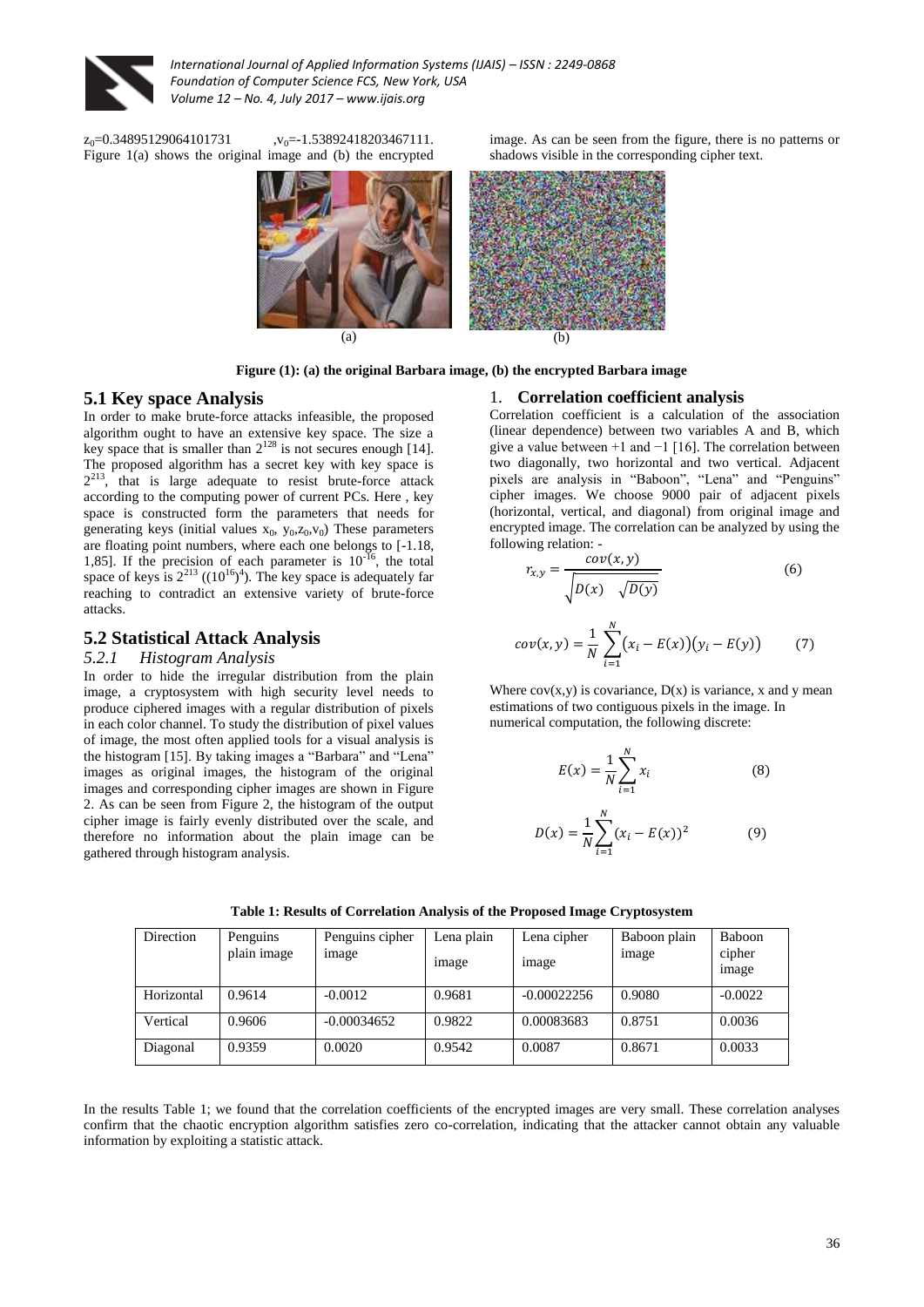$z_0$=0.34895129064101731 , $v_0$=-1.53892418203467111. Figure 1(a) shows the original image and (b) the encrypted image. As can be seen from the figure, there is no patterns or shadows visible in the corresponding cipher text.

(a) (b)

**Figure (1): (a) the original Barbara image, (b) the encrypted Barbara image**

## 5.1 Key space Analysis

In order to make brute-force attacks infeasible, the proposed algorithm ought to have an extensive key space. The size a key space that is smaller than $2^{128}$ is not secures enough [14]. The proposed algorithm has a secret key with key space is $2^{213}$, that is large adequate to resist brute-force attack according to the computing power of current PCs. Here , key space is constructed form the parameters that needs for generating keys (initial values $x_0$, $y_0$,$z_0$,$v_0$) These parameters are floating point numbers, where each one belongs to [-1.18, 1,85]. If the precision of each parameter is $10^{-16}$, the total space of keys is $2^{213}$ $((10^{16})^4)$. The key space is adequately far reaching to contradict an extensive variety of brute-force attacks.

## 5.2 Statistical Attack Analysis

### *5.2.1 Histogram Analysis*

In order to hide the irregular distribution from the plain image, a cryptosystem with high security level needs to produce ciphered images with a regular distribution of pixels in each color channel. To study the distribution of pixel values of image, the most often applied tools for a visual analysis is the histogram [15]. By taking images a "Barbara" and "Lena" images as original images, the histogram of the original images and corresponding cipher images are shown in Figure 2. As can be seen from Figure 2, the histogram of the output cipher image is fairly evenly distributed over the scale, and therefore no information about the plain image can be gathered through histogram analysis.

### 1. Correlation coefficient analysis

Correlation coefficient is a calculation of the association (linear dependence) between two variables A and B, which give a value between +1 and −1 [16]. The correlation between two diagonally, two horizontal and two vertical. Adjacent pixels are analysis in "Baboon", "Lena" and "Penguins" cipher images. We choose 9000 pair of adjacent pixels (horizontal, vertical, and diagonal) from original image and encrypted image. The correlation can be analyzed by using the following relation: -

$$r_{x,y} = \frac{cov(x,y)}{\sqrt{D(x) \quad \sqrt{D(y)}}} \tag{6}$$

$$cov(x,y) = \frac{1}{N}\sum_{i=1}^{N}\big(x_i - E(x)\big)\big(y_i - E(y)\big) \tag{7}$$

Where cov(x,y) is covariance, D(x) is variance, x and y mean estimations of two contiguous pixels in the image. In numerical computation, the following discrete:

$$E(x) = \frac{1}{N}\sum_{i=1}^{N} x_i \tag{8}$$

$$D(x) = \frac{1}{N}\sum_{i=1}^{N}(x_i - E(x))^2 \tag{9}$$

**Table 1: Results of Correlation Analysis of the Proposed Image Cryptosystem**

| Direction | Penguins plain image | Penguins cipher image | Lena plain image | Lena cipher image | Baboon plain image | Baboon cipher image |
|---|---|---|---|---|---|---|
| Horizontal | 0.9614 | -0.0012 | 0.9681 | -0.00022256 | 0.9080 | -0.0022 |
| Vertical | 0.9606 | -0.00034652 | 0.9822 | 0.00083683 | 0.8751 | 0.0036 |
| Diagonal | 0.9359 | 0.0020 | 0.9542 | 0.0087 | 0.8671 | 0.0033 |

In the results Table 1; we found that the correlation coefficients of the encrypted images are very small. These correlation analyses confirm that the chaotic encryption algorithm satisfies zero co-correlation, indicating that the attacker cannot obtain any valuable information by exploiting a statistic attack.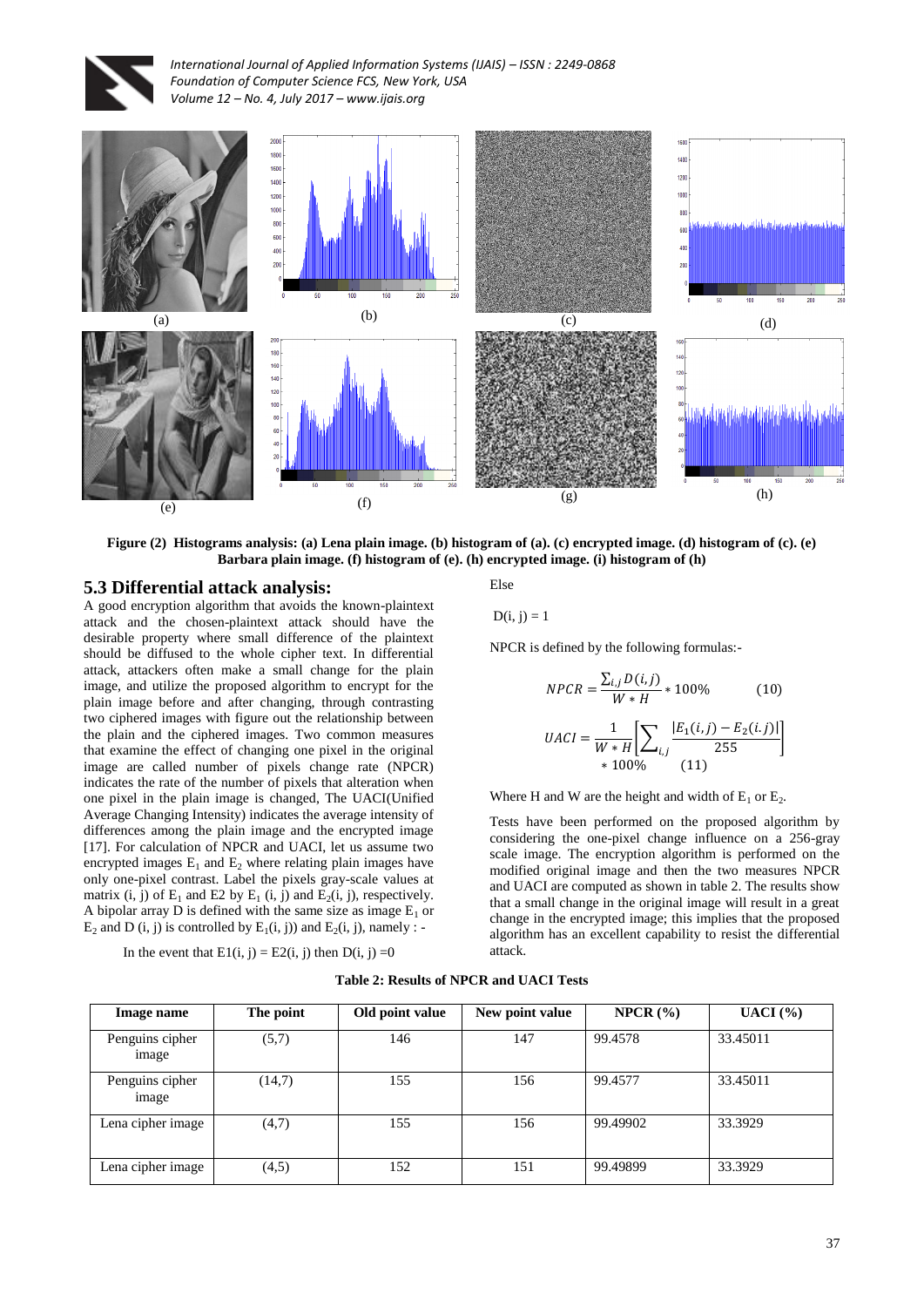(a)

(b)

(c)

(d)

(e)

(f)

(g)

(h)

**Figure (2) Histograms analysis: (a) Lena plain image. (b) histogram of (a). (c) encrypted image. (d) histogram of (c). (e) Barbara plain image. (f) histogram of (e). (h) encrypted image. (i) histogram of (h)**

## 5.3 Differential attack analysis:

A good encryption algorithm that avoids the known-plaintext attack and the chosen-plaintext attack should have the desirable property where small difference of the plaintext should be diffused to the whole cipher text. In differential attack, attackers often make a small change for the plain image, and utilize the proposed algorithm to encrypt for the plain image before and after changing, through contrasting two ciphered images with figure out the relationship between the plain and the ciphered images. Two common measures that examine the effect of changing one pixel in the original image are called number of pixels change rate (NPCR) indicates the rate of the number of pixels that alteration when one pixel in the plain image is changed, The UACI(Unified Average Changing Intensity) indicates the average intensity of differences among the plain image and the encrypted image [17]. For calculation of NPCR and UACI, let us assume two encrypted images $E_1$ and $E_2$ where relating plain images have only one-pixel contrast. Label the pixels gray-scale values at matrix (i, j) of $E_1$ and E2 by $E_1$ (i, j) and $E_2$(i, j), respectively. A bipolar array D is defined with the same size as image $E_1$ or $E_2$ and D (i, j) is controlled by $E_1$(i, j)) and $E_2$(i, j), namely : -

In the event that E1(i, j) = E2(i, j) then D(i, j) =0

Else

D(i, j) = 1

NPCR is defined by the following formulas:-

$$NPCR = \frac{\sum_{i,j} D(i,j)}{W * H} * 100\% \qquad (10)$$

$$UACI = \frac{1}{W * H}\left[\sum_{i,j} \frac{|E_1(i,j) - E_2(i.j)|}{255}\right] * 100\% \qquad (11)$$

Where H and W are the height and width of $E_1$ or $E_2$.

Tests have been performed on the proposed algorithm by considering the one-pixel change influence on a 256-gray scale image. The encryption algorithm is performed on the modified original image and then the two measures NPCR and UACI are computed as shown in table 2. The results show that a small change in the original image will result in a great change in the encrypted image; this implies that the proposed algorithm has an excellent capability to resist the differential attack.

**Table 2: Results of NPCR and UACI Tests**

| Image name | The point | Old point value | New point value | NPCR (%) | UACI (%) |
|---|---|---|---|---|---|
| Penguins cipher image | (5,7) | 146 | 147 | 99.4578 | 33.45011 |
| Penguins cipher image | (14,7) | 155 | 156 | 99.4577 | 33.45011 |
| Lena cipher image | (4,7) | 155 | 156 | 99.49902 | 33.3929 |
| Lena cipher image | (4,5) | 152 | 151 | 99.49899 | 33.3929 |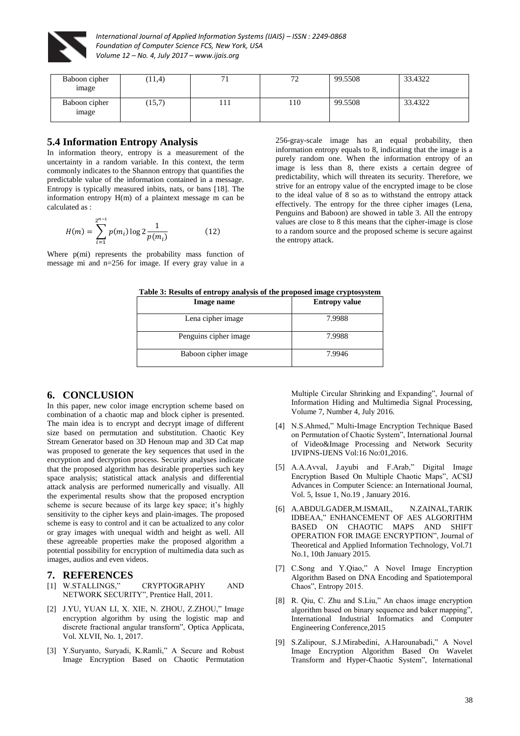| | | | | | |
|---|---|---|---|---|---|
| Baboon cipher image | (11,4) | 71 | 72 | 99.5508 | 33.4322 |
| Baboon cipher image | (15,7) | 111 | 110 | 99.5508 | 33.4322 |

### 5.4 Information Entropy Analysis

In information theory, entropy is a measurement of the uncertainty in a random variable. In this context, the term commonly indicates to the Shannon entropy that quantifies the predictable value of the information contained in a message. Entropy is typically measured inbits, nats, or bans [18]. The information entropy H(m) of a plaintext message m can be calculated as :

$$H(m) = \sum_{i=1}^{2^{n-1}} p(m_i) \log 2 \frac{1}{p(m_i)} \qquad (12)$$

Where p(mi) represents the probability mass function of message mi and n=256 for image. If every gray value in a 256-gray-scale image has an equal probability, then information entropy equals to 8, indicating that the image is a purely random one. When the information entropy of an image is less than 8, there exists a certain degree of predictability, which will threaten its security. Therefore, we strive for an entropy value of the encrypted image to be close to the ideal value of 8 so as to withstand the entropy attack effectively. The entropy for the three cipher images (Lena, Penguins and Baboon) are showed in table 3. All the entropy values are close to 8 this means that the cipher-image is close to a random source and the proposed scheme is secure against the entropy attack.

**Table 3: Results of entropy analysis of the proposed image cryptosystem**

| Image name | Entropy value |
|---|---|
| Lena cipher image | 7.9988 |
| Penguins cipher image | 7.9988 |
| Baboon cipher image | 7.9946 |

## 6. CONCLUSION

In this paper, new color image encryption scheme based on combination of a chaotic map and block cipher is presented. The main idea is to encrypt and decrypt image of different size based on permutation and substitution. Chaotic Key Stream Generator based on 3D Henoun map and 3D Cat map was proposed to generate the key sequences that used in the encryption and decryption process. Security analyses indicate that the proposed algorithm has desirable properties such key space analysis; statistical attack analysis and differential attack analysis are performed numerically and visually. All the experimental results show that the proposed encryption scheme is secure because of its large key space; it's highly sensitivity to the cipher keys and plain-images. The proposed scheme is easy to control and it can be actualized to any color or gray images with unequal width and height as well. All these agreeable properties make the proposed algorithm a potential possibility for encryption of multimedia data such as images, audios and even videos.

## 7. REFERENCES

[1] W.STALLINGS," CRYPTOGRAPHY AND NETWORK SECURITY", Prentice Hall, 2011.

[2] J.YU, YUAN LI, X. XIE, N. ZHOU, Z.ZHOU," Image encryption algorithm by using the logistic map and discrete fractional angular transform", Optica Applicata, Vol. XLVII, No. 1, 2017.

[3] Y.Suryanto, Suryadi, K.Ramli," A Secure and Robust Image Encryption Based on Chaotic Permutation Multiple Circular Shrinking and Expanding", Journal of Information Hiding and Multimedia Signal Processing, Volume 7, Number 4, July 2016.

[4] N.S.Ahmed," Multi-Image Encryption Technique Based on Permutation of Chaotic System", International Journal of Video&Image Processing and Network Security IJVIPNS-IJENS Vol:16 No:01,2016.

[5] A.A.Avval, J.ayubi and F.Arab," Digital Image Encryption Based On Multiple Chaotic Maps", ACSIJ Advances in Computer Science: an International Journal, Vol. 5, Issue 1, No.19 , January 2016.

[6] A.ABDULGADER,M.ISMAIL, N.ZAINAL,TARIK IDBEAA," ENHANCEMENT OF AES ALGORITHM BASED ON CHAOTIC MAPS AND SHIFT OPERATION FOR IMAGE ENCRYPTION", Journal of Theoretical and Applied Information Technology, Vol.71 No.1, 10th January 2015.

[7] C.Song and Y.Qiao," A Novel Image Encryption Algorithm Based on DNA Encoding and Spatiotemporal Chaos", Entropy 2015.

[8] R. Qiu, C. Zhu and S.Liu," An chaos image encryption algorithm based on binary sequence and baker mapping", International Industrial Informatics and Computer Engineering Conference,2015

[9] S.Zalipour, S.J.Mirabedini, A.Harounabadi," A Novel Image Encryption Algorithm Based On Wavelet Transform and Hyper-Chaotic System", International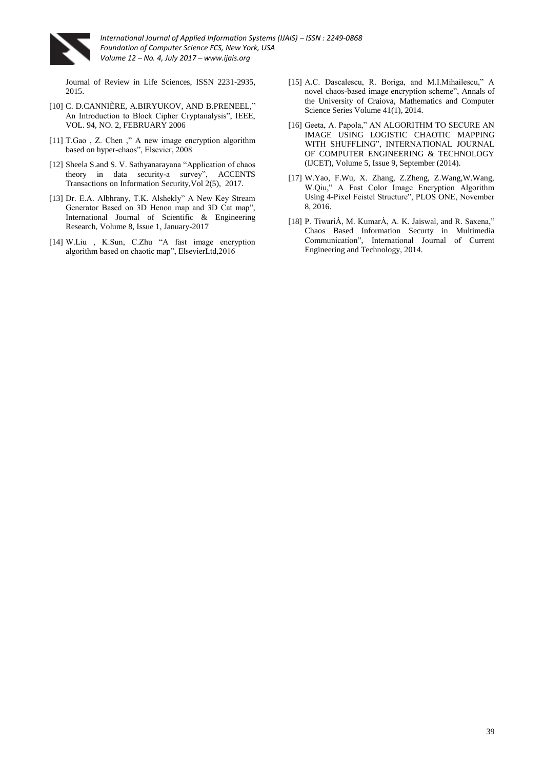Journal of Review in Life Sciences, ISSN 2231-2935, 2015.

[10] C. D.CANNIÈRE, A.BIRYUKOV, AND B.PRENEEL," An Introduction to Block Cipher Cryptanalysis", IEEE, VOL. 94, NO. 2, FEBRUARY 2006

[11] T.Gao , Z. Chen ," A new image encryption algorithm based on hyper-chaos", Elsevier, 2008

[12] Sheela S.and S. V. Sathyanarayana "Application of chaos theory in data security-a survey", ACCENTS Transactions on Information Security,Vol 2(5), 2017.

[13] Dr. E.A. Albhrany, T.K. Alshekly" A New Key Stream Generator Based on 3D Henon map and 3D Cat map", International Journal of Scientific & Engineering Research, Volume 8, Issue 1, January-2017

[14] W.Liu , K.Sun, C.Zhu "A fast image encryption algorithm based on chaotic map", ElsevierLtd,2016

[15] A.C. Dascalescu, R. Boriga, and M.I.Mihailescu," A novel chaos-based image encryption scheme", Annals of the University of Craiova, Mathematics and Computer Science Series Volume 41(1), 2014.

[16] Geeta, A. Papola," AN ALGORITHM TO SECURE AN IMAGE USING LOGISTIC CHAOTIC MAPPING WITH SHUFFLING", INTERNATIONAL JOURNAL OF COMPUTER ENGINEERING & TECHNOLOGY (IJCET), Volume 5, Issue 9, September (2014).

[17] W.Yao, F.Wu, X. Zhang, Z.Zheng, Z.Wang,W.Wang, W.Qiu," A Fast Color Image Encryption Algorithm Using 4-Pixel Feistel Structure", PLOS ONE, November 8, 2016.

[18] P. TiwariÅ, M. KumarÅ, A. K. Jaiswal, and R. Saxena," Chaos Based Information Securty in Multimedia Communication", International Journal of Current Engineering and Technology, 2014.